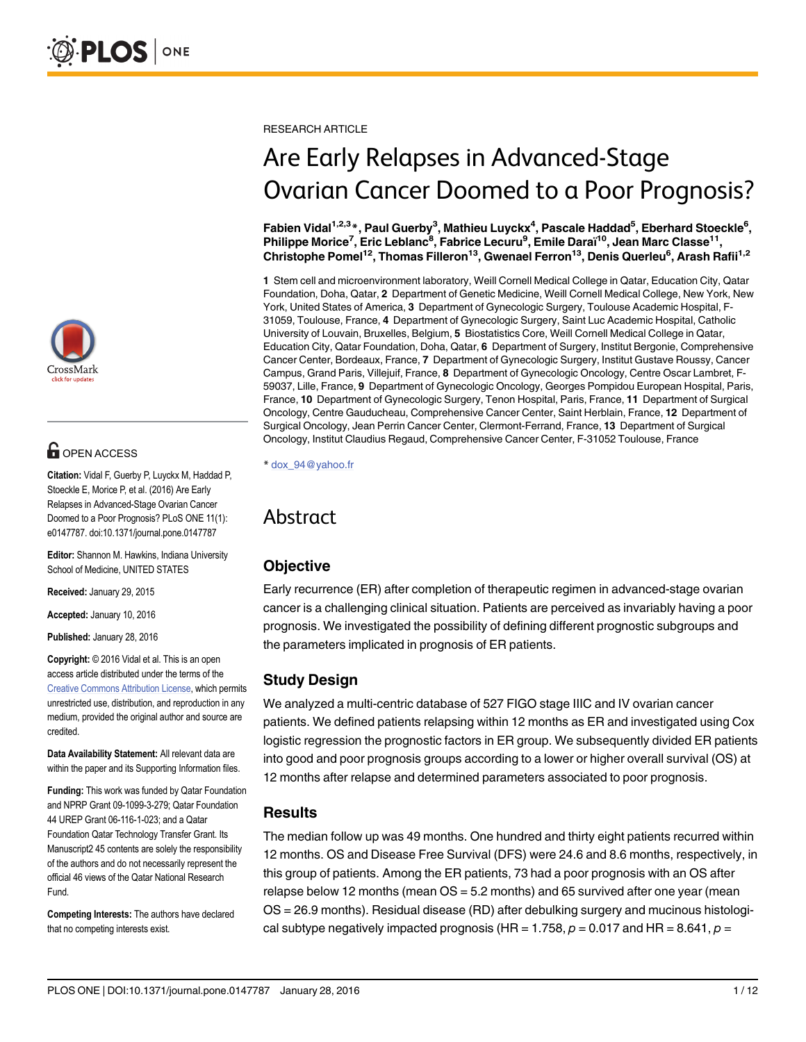RESEARCH ARTICLE

# Are Early Relapses in Advanced-Stage Ovarian Cancer Doomed to a Poor Prognosis?

**Fabien Vidal[1,2,3]*, Paul Guerby[3], Mathieu Luyckx[4], Pascale Haddad[5], Eberhard Stoeckle[6], Philippe Morice[7], Eric Leblanc[8], Fabrice Lecuru[9], Emile Daraï[10], Jean Marc Classe[11], Christophe Pomel[12], Thomas Filleron[13], Gwenael Ferron[13], Denis Querleu[6], Arash Rafii[1,2]**

**1** Stem cell and microenvironment laboratory, Weill Cornell Medical College in Qatar, Education City, Qatar Foundation, Doha, Qatar, **2** Department of Genetic Medicine, Weill Cornell Medical College, New York, New York, United States of America, **3** Department of Gynecologic Surgery, Toulouse Academic Hospital, F-31059, Toulouse, France, **4** Department of Gynecologic Surgery, Saint Luc Academic Hospital, Catholic University of Louvain, Bruxelles, Belgium, **5** Biostatistics Core, Weill Cornell Medical College in Qatar, Education City, Qatar Foundation, Doha, Qatar, **6** Department of Surgery, Institut Bergonie, Comprehensive Cancer Center, Bordeaux, France, **7** Department of Gynecologic Surgery, Institut Gustave Roussy, Cancer Campus, Grand Paris, Villejuif, France, **8** Department of Gynecologic Oncology, Centre Oscar Lambret, F-59037, Lille, France, **9** Department of Gynecologic Oncology, Georges Pompidou European Hospital, Paris, France, **10** Department of Gynecologic Surgery, Tenon Hospital, Paris, France, **11** Department of Surgical Oncology, Centre Gauducheau, Comprehensive Cancer Center, Saint Herblain, France, **12** Department of Surgical Oncology, Jean Perrin Cancer Center, Clermont-Ferrand, France, **13** Department of Surgical Oncology, Institut Claudius Regaud, Comprehensive Cancer Center, F-31052 Toulouse, France

* dox_94@yahoo.fr

OPEN ACCESS

**Citation:** Vidal F, Guerby P, Luyckx M, Haddad P, Stoeckle E, Morice P, et al. (2016) Are Early Relapses in Advanced-Stage Ovarian Cancer Doomed to a Poor Prognosis? PLoS ONE 11(1): e0147787. doi:10.1371/journal.pone.0147787

**Editor:** Shannon M. Hawkins, Indiana University School of Medicine, UNITED STATES

**Received:** January 29, 2015

**Accepted:** January 10, 2016

**Published:** January 28, 2016

**Copyright:** © 2016 Vidal et al. This is an open access article distributed under the terms of the Creative Commons Attribution License, which permits unrestricted use, distribution, and reproduction in any medium, provided the original author and source are credited.

**Data Availability Statement:** All relevant data are within the paper and its Supporting Information files.

**Funding:** This work was funded by Qatar Foundation and NPRP Grant 09-1099-3-279; Qatar Foundation 44 UREP Grant 06-116-1-023; and a Qatar Foundation Qatar Technology Transfer Grant. Its Manuscript2 45 contents are solely the responsibility of the authors and do not necessarily represent the official 46 views of the Qatar National Research Fund.

**Competing Interests:** The authors have declared that no competing interests exist.

## Abstract

### Objective

Early recurrence (ER) after completion of therapeutic regimen in advanced-stage ovarian cancer is a challenging clinical situation. Patients are perceived as invariably having a poor prognosis. We investigated the possibility of defining different prognostic subgroups and the parameters implicated in prognosis of ER patients.

### Study Design

We analyzed a multi-centric database of 527 FIGO stage IIIC and IV ovarian cancer patients. We defined patients relapsing within 12 months as ER and investigated using Cox logistic regression the prognostic factors in ER group. We subsequently divided ER patients into good and poor prognosis groups according to a lower or higher overall survival (OS) at 12 months after relapse and determined parameters associated to poor prognosis.

### Results

The median follow up was 49 months. One hundred and thirty eight patients recurred within 12 months. OS and Disease Free Survival (DFS) were 24.6 and 8.6 months, respectively, in this group of patients. Among the ER patients, 73 had a poor prognosis with an OS after relapse below 12 months (mean OS = 5.2 months) and 65 survived after one year (mean OS = 26.9 months). Residual disease (RD) after debulking surgery and mucinous histological subtype negatively impacted prognosis (HR = 1.758, $p = 0.017$ and HR = 8.641, $p =$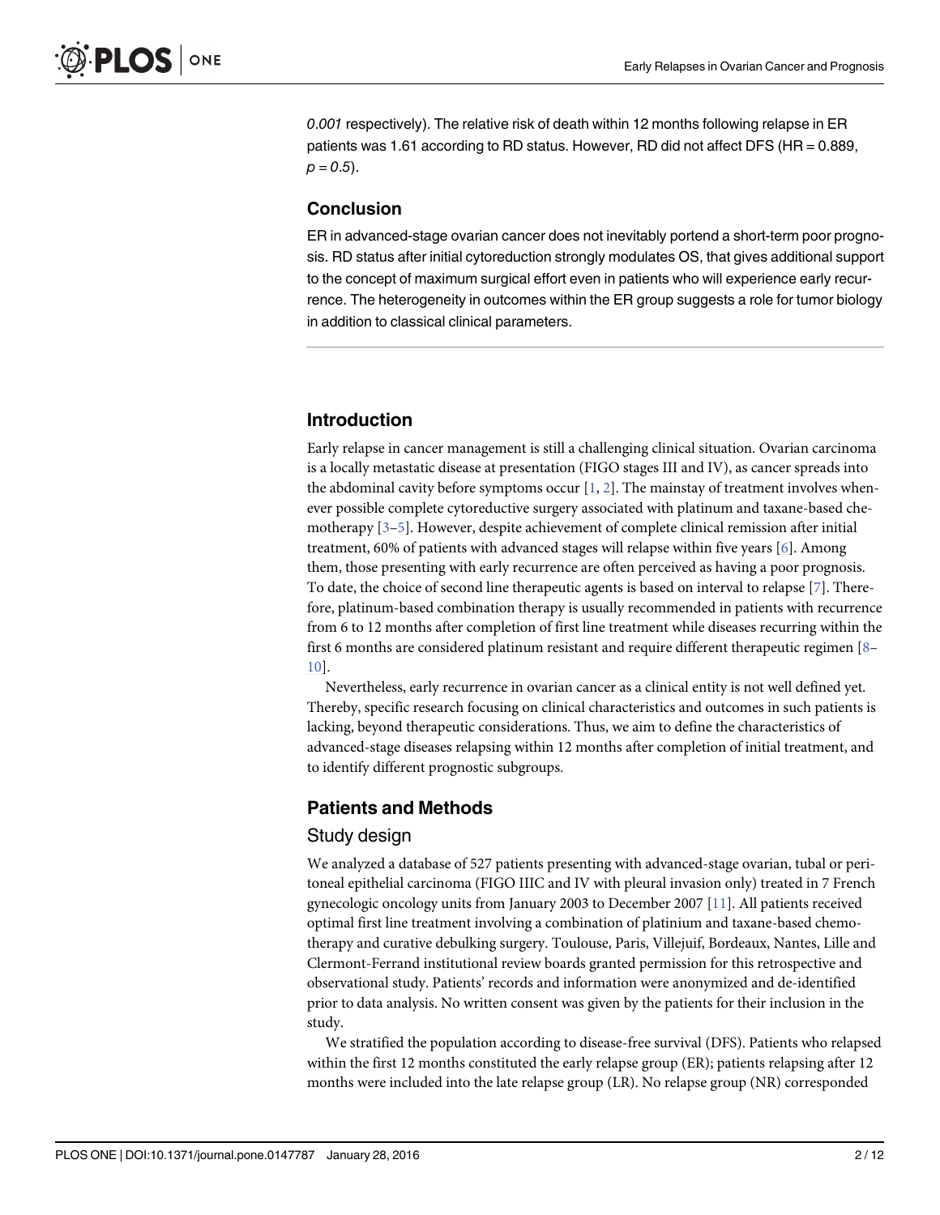*0.001* respectively). The relative risk of death within 12 months following relapse in ER patients was 1.61 according to RD status. However, RD did not affect DFS (HR = 0.889, *p = 0.5*).

## Conclusion

ER in advanced-stage ovarian cancer does not inevitably portend a short-term poor prognosis. RD status after initial cytoreduction strongly modulates OS, that gives additional support to the concept of maximum surgical effort even in patients who will experience early recurrence. The heterogeneity in outcomes within the ER group suggests a role for tumor biology in addition to classical clinical parameters.

## Introduction

Early relapse in cancer management is still a challenging clinical situation. Ovarian carcinoma is a locally metastatic disease at presentation (FIGO stages III and IV), as cancer spreads into the abdominal cavity before symptoms occur [1, 2]. The mainstay of treatment involves whenever possible complete cytoreductive surgery associated with platinum and taxane-based chemotherapy [3–5]. However, despite achievement of complete clinical remission after initial treatment, 60% of patients with advanced stages will relapse within five years [6]. Among them, those presenting with early recurrence are often perceived as having a poor prognosis. To date, the choice of second line therapeutic agents is based on interval to relapse [7]. Therefore, platinum-based combination therapy is usually recommended in patients with recurrence from 6 to 12 months after completion of first line treatment while diseases recurring within the first 6 months are considered platinum resistant and require different therapeutic regimen [8–10].

Nevertheless, early recurrence in ovarian cancer as a clinical entity is not well defined yet. Thereby, specific research focusing on clinical characteristics and outcomes in such patients is lacking, beyond therapeutic considerations. Thus, we aim to define the characteristics of advanced-stage diseases relapsing within 12 months after completion of initial treatment, and to identify different prognostic subgroups.

## Patients and Methods

### Study design

We analyzed a database of 527 patients presenting with advanced-stage ovarian, tubal or peritoneal epithelial carcinoma (FIGO IIIC and IV with pleural invasion only) treated in 7 French gynecologic oncology units from January 2003 to December 2007 [11]. All patients received optimal first line treatment involving a combination of platinium and taxane-based chemotherapy and curative debulking surgery. Toulouse, Paris, Villejuif, Bordeaux, Nantes, Lille and Clermont-Ferrand institutional review boards granted permission for this retrospective and observational study. Patients' records and information were anonymized and de-identified prior to data analysis. No written consent was given by the patients for their inclusion in the study.

We stratified the population according to disease-free survival (DFS). Patients who relapsed within the first 12 months constituted the early relapse group (ER); patients relapsing after 12 months were included into the late relapse group (LR). No relapse group (NR) corresponded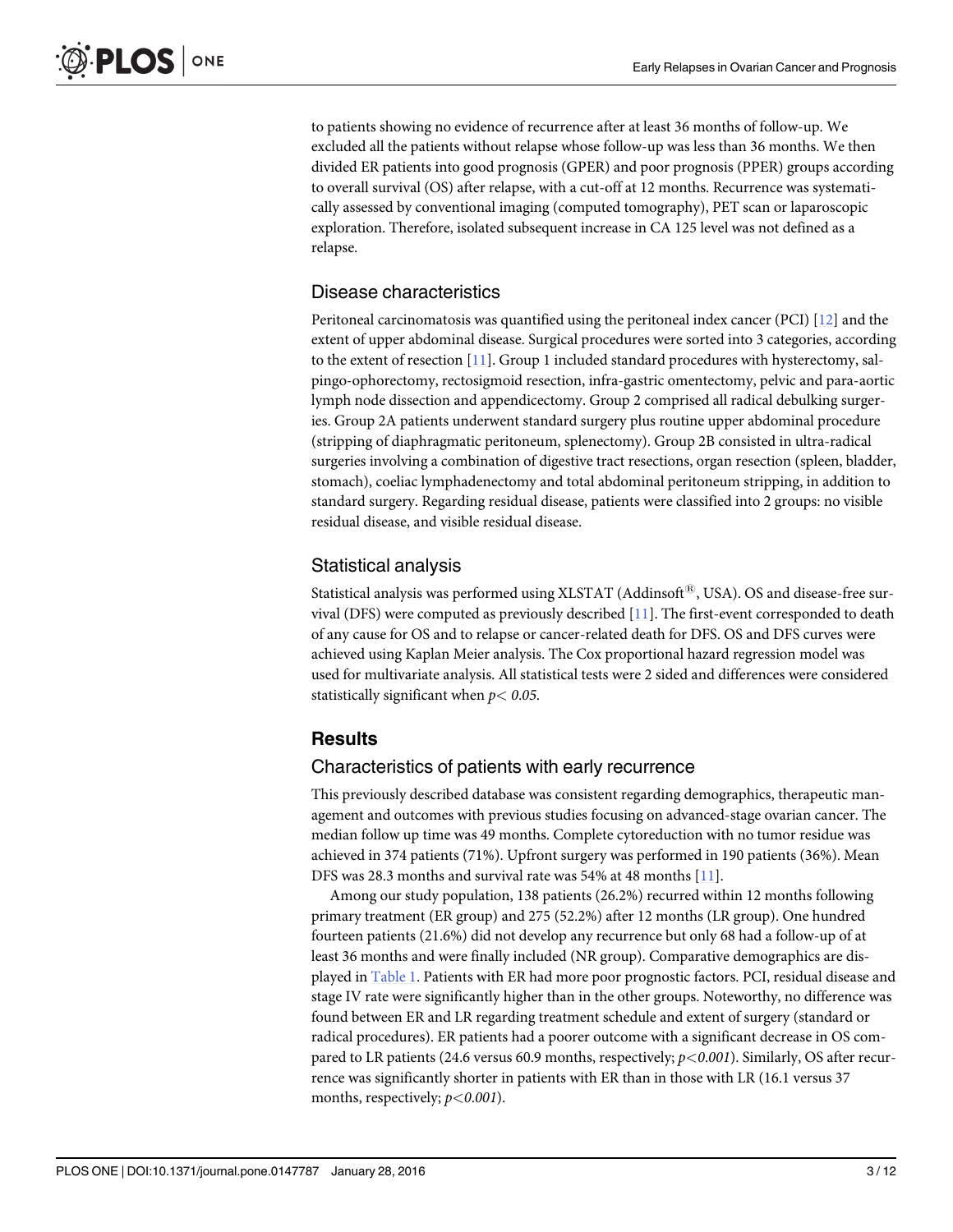to patients showing no evidence of recurrence after at least 36 months of follow-up. We excluded all the patients without relapse whose follow-up was less than 36 months. We then divided ER patients into good prognosis (GPER) and poor prognosis (PPER) groups according to overall survival (OS) after relapse, with a cut-off at 12 months. Recurrence was systematically assessed by conventional imaging (computed tomography), PET scan or laparoscopic exploration. Therefore, isolated subsequent increase in CA 125 level was not defined as a relapse.

## Disease characteristics

Peritoneal carcinomatosis was quantified using the peritoneal index cancer (PCI) [12] and the extent of upper abdominal disease. Surgical procedures were sorted into 3 categories, according to the extent of resection [11]. Group 1 included standard procedures with hysterectomy, salpingo-ophorectomy, rectosigmoid resection, infra-gastric omentectomy, pelvic and para-aortic lymph node dissection and appendicectomy. Group 2 comprised all radical debulking surgeries. Group 2A patients underwent standard surgery plus routine upper abdominal procedure (stripping of diaphragmatic peritoneum, splenectomy). Group 2B consisted in ultra-radical surgeries involving a combination of digestive tract resections, organ resection (spleen, bladder, stomach), coeliac lymphadenectomy and total abdominal peritoneum stripping, in addition to standard surgery. Regarding residual disease, patients were classified into 2 groups: no visible residual disease, and visible residual disease.

## Statistical analysis

Statistical analysis was performed using XLSTAT (Addinsoft®, USA). OS and disease-free survival (DFS) were computed as previously described [11]. The first-event corresponded to death of any cause for OS and to relapse or cancer-related death for DFS. OS and DFS curves were achieved using Kaplan Meier analysis. The Cox proportional hazard regression model was used for multivariate analysis. All statistical tests were 2 sided and differences were considered statistically significant when $p < 0.05$.

# Results

## Characteristics of patients with early recurrence

This previously described database was consistent regarding demographics, therapeutic management and outcomes with previous studies focusing on advanced-stage ovarian cancer. The median follow up time was 49 months. Complete cytoreduction with no tumor residue was achieved in 374 patients (71%). Upfront surgery was performed in 190 patients (36%). Mean DFS was 28.3 months and survival rate was 54% at 48 months [11].

Among our study population, 138 patients (26.2%) recurred within 12 months following primary treatment (ER group) and 275 (52.2%) after 12 months (LR group). One hundred fourteen patients (21.6%) did not develop any recurrence but only 68 had a follow-up of at least 36 months and were finally included (NR group). Comparative demographics are displayed in Table 1. Patients with ER had more poor prognostic factors. PCI, residual disease and stage IV rate were significantly higher than in the other groups. Noteworthy, no difference was found between ER and LR regarding treatment schedule and extent of surgery (standard or radical procedures). ER patients had a poorer outcome with a significant decrease in OS compared to LR patients (24.6 versus 60.9 months, respectively; $p<0.001$). Similarly, OS after recurrence was significantly shorter in patients with ER than in those with LR (16.1 versus 37 months, respectively; $p<0.001$).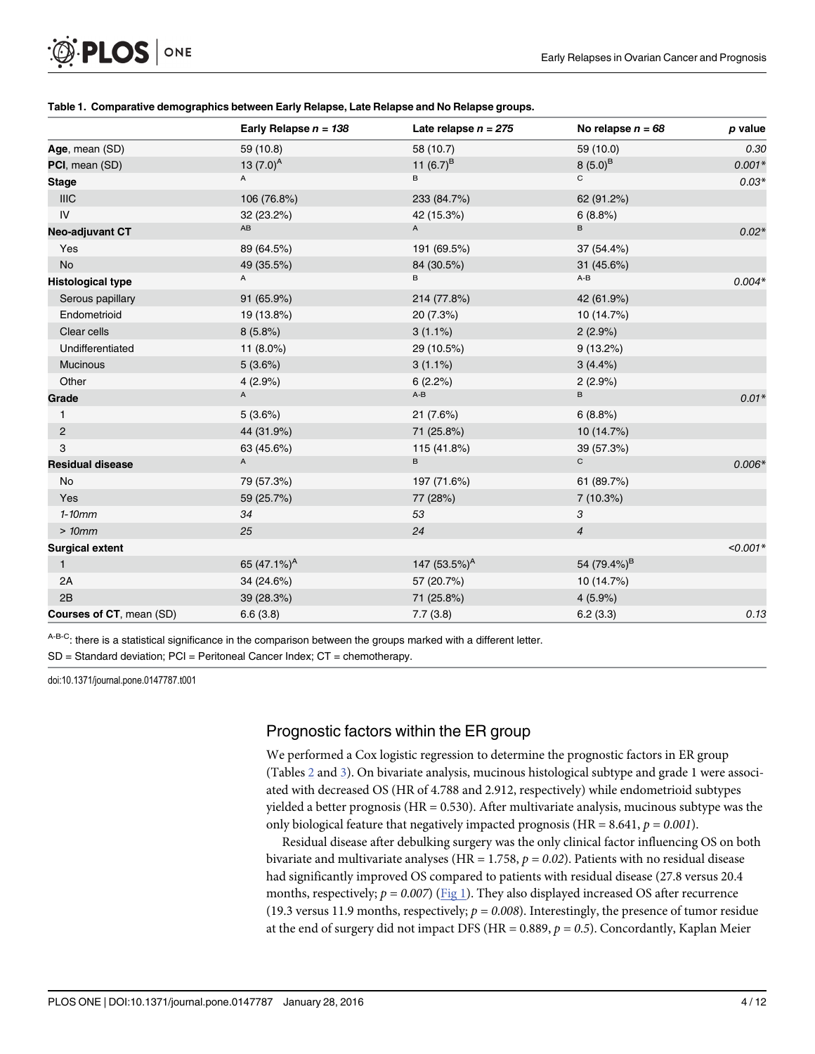**Table 1. Comparative demographics between Early Relapse, Late Relapse and No Relapse groups.**

| | Early Relapse *n = 138* | Late relapse *n = 275* | No relapse *n = 68* | *p* value |
|---|---|---|---|---|
| **Age**, mean (SD) | 59 (10.8) | 58 (10.7) | 59 (10.0) | 0.30 |
| **PCI**, mean (SD) | 13 (7.0)[A] | 11 (6.7)[B] | 8 (5.0)[B] | 0.001* |
| **Stage** | A | B | C | 0.03* |
| IIIC | 106 (76.8%) | 233 (84.7%) | 62 (91.2%) | |
| IV | 32 (23.2%) | 42 (15.3%) | 6 (8.8%) | |
| **Neo-adjuvant CT** | AB | A | B | 0.02* |
| Yes | 89 (64.5%) | 191 (69.5%) | 37 (54.4%) | |
| No | 49 (35.5%) | 84 (30.5%) | 31 (45.6%) | |
| **Histological type** | A | B | A-B | 0.004* |
| Serous papillary | 91 (65.9%) | 214 (77.8%) | 42 (61.9%) | |
| Endometrioid | 19 (13.8%) | 20 (7.3%) | 10 (14.7%) | |
| Clear cells | 8 (5.8%) | 3 (1.1%) | 2 (2.9%) | |
| Undifferentiated | 11 (8.0%) | 29 (10.5%) | 9 (13.2%) | |
| Mucinous | 5 (3.6%) | 3 (1.1%) | 3 (4.4%) | |
| Other | 4 (2.9%) | 6 (2.2%) | 2 (2.9%) | |
| **Grade** | A | A-B | B | 0.01* |
| 1 | 5 (3.6%) | 21 (7.6%) | 6 (8.8%) | |
| 2 | 44 (31.9%) | 71 (25.8%) | 10 (14.7%) | |
| 3 | 63 (45.6%) | 115 (41.8%) | 39 (57.3%) | |
| **Residual disease** | A | B | C | 0.006* |
| No | 79 (57.3%) | 197 (71.6%) | 61 (89.7%) | |
| Yes | 59 (25.7%) | 77 (28%) | 7 (10.3%) | |
| *1-10mm* | *34* | *53* | *3* | |
| *> 10mm* | *25* | *24* | *4* | |
| **Surgical extent** | | | | <0.001* |
| 1 | 65 (47.1%)[A] | 147 (53.5%)[A] | 54 (79.4%)[B] | |
| 2A | 34 (24.6%) | 57 (20.7%) | 10 (14.7%) | |
| 2B | 39 (28.3%) | 71 (25.8%) | 4 (5.9%) | |
| **Courses of CT**, mean (SD) | 6.6 (3.8) | 7.7 (3.8) | 6.2 (3.3) | 0.13 |

[A-B-C]: there is a statistical significance in the comparison between the groups marked with a different letter.

SD = Standard deviation; PCI = Peritoneal Cancer Index; CT = chemotherapy.

doi:10.1371/journal.pone.0147787.t001

## Prognostic factors within the ER group

We performed a Cox logistic regression to determine the prognostic factors in ER group (Tables 2 and 3). On bivariate analysis, mucinous histological subtype and grade 1 were associated with decreased OS (HR of 4.788 and 2.912, respectively) while endometrioid subtypes yielded a better prognosis (HR = 0.530). After multivariate analysis, mucinous subtype was the only biological feature that negatively impacted prognosis (HR = 8.641, $p = 0.001$).

Residual disease after debulking surgery was the only clinical factor influencing OS on both bivariate and multivariate analyses (HR = 1.758, $p = 0.02$). Patients with no residual disease had significantly improved OS compared to patients with residual disease (27.8 versus 20.4 months, respectively; $p = 0.007$) (Fig 1). They also displayed increased OS after recurrence (19.3 versus 11.9 months, respectively; $p = 0.008$). Interestingly, the presence of tumor residue at the end of surgery did not impact DFS (HR = 0.889, $p = 0.5$). Concordantly, Kaplan Meier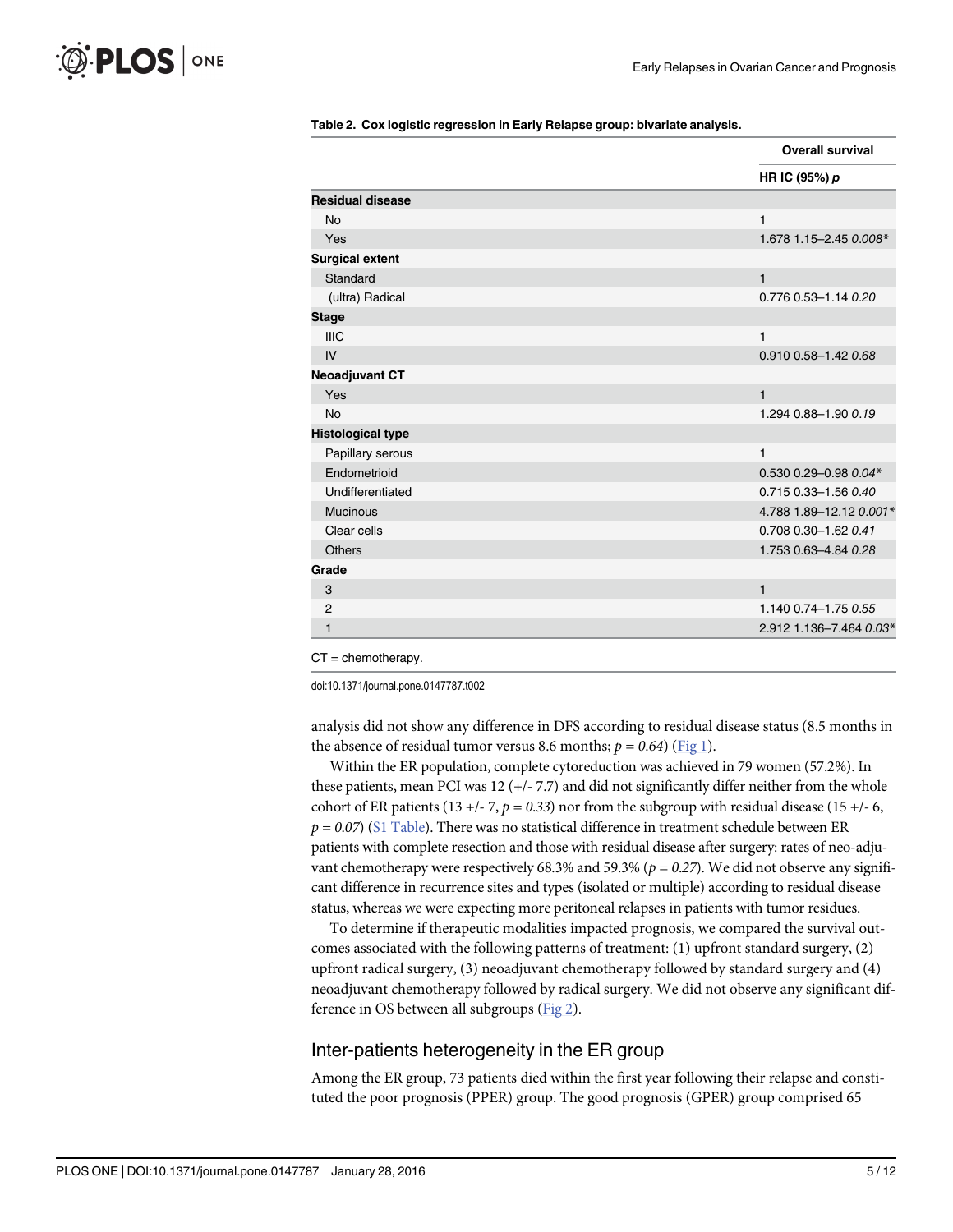**Table 2. Cox logistic regression in Early Relapse group: bivariate analysis.**

| | Overall survival |
|---|---|
| | HR IC (95%) *p* |
| **Residual disease** | |
| No | 1 |
| Yes | 1.678 1.15–2.45 *0.008** |
| **Surgical extent** | |
| Standard | 1 |
| (ultra) Radical | 0.776 0.53–1.14 *0.20* |
| **Stage** | |
| IIIC | 1 |
| IV | 0.910 0.58–1.42 *0.68* |
| **Neoadjuvant CT** | |
| Yes | 1 |
| No | 1.294 0.88–1.90 *0.19* |
| **Histological type** | |
| Papillary serous | 1 |
| Endometrioid | 0.530 0.29–0.98 *0.04** |
| Undifferentiated | 0.715 0.33–1.56 *0.40* |
| Mucinous | 4.788 1.89–12.12 *0.001** |
| Clear cells | 0.708 0.30–1.62 *0.41* |
| Others | 1.753 0.63–4.84 *0.28* |
| **Grade** | |
| 3 | 1 |
| 2 | 1.140 0.74–1.75 *0.55* |
| 1 | 2.912 1.136–7.464 *0.03** |

CT = chemotherapy.

doi:10.1371/journal.pone.0147787.t002

analysis did not show any difference in DFS according to residual disease status (8.5 months in the absence of residual tumor versus 8.6 months; $p = 0.64$) (Fig 1).

Within the ER population, complete cytoreduction was achieved in 79 women (57.2%). In these patients, mean PCI was 12 (+/- 7.7) and did not significantly differ neither from the whole cohort of ER patients (13 +/- 7, $p = 0.33$) nor from the subgroup with residual disease (15 +/- 6, $p = 0.07$) (S1 Table). There was no statistical difference in treatment schedule between ER patients with complete resection and those with residual disease after surgery: rates of neo-adjuvant chemotherapy were respectively 68.3% and 59.3% ($p = 0.27$). We did not observe any significant difference in recurrence sites and types (isolated or multiple) according to residual disease status, whereas we were expecting more peritoneal relapses in patients with tumor residues.

To determine if therapeutic modalities impacted prognosis, we compared the survival outcomes associated with the following patterns of treatment: (1) upfront standard surgery, (2) upfront radical surgery, (3) neoadjuvant chemotherapy followed by standard surgery and (4) neoadjuvant chemotherapy followed by radical surgery. We did not observe any significant difference in OS between all subgroups (Fig 2).

## Inter-patients heterogeneity in the ER group

Among the ER group, 73 patients died within the first year following their relapse and constituted the poor prognosis (PPER) group. The good prognosis (GPER) group comprised 65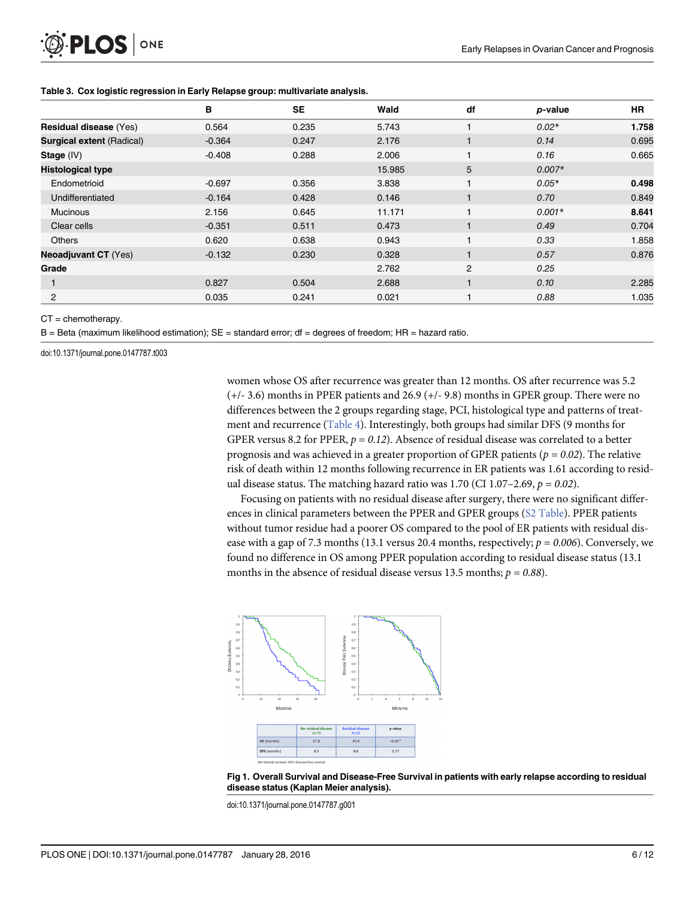**Table 3. Cox logistic regression in Early Relapse group: multivariate analysis.**

| | B | SE | Wald | df | *p*-value | HR |
|---|---|---|---|---|---|---|
| **Residual disease** (Yes) | 0.564 | 0.235 | 5.743 | 1 | *0.02** | **1.758** |
| **Surgical extent** (Radical) | -0.364 | 0.247 | 2.176 | 1 | *0.14* | 0.695 |
| **Stage** (IV) | -0.408 | 0.288 | 2.006 | 1 | *0.16* | 0.665 |
| **Histological type** | | | 15.985 | 5 | *0.007** | |
| Endometrioid | -0.697 | 0.356 | 3.838 | 1 | *0.05** | **0.498** |
| Undifferentiated | -0.164 | 0.428 | 0.146 | 1 | *0.70* | 0.849 |
| Mucinous | 2.156 | 0.645 | 11.171 | 1 | *0.001** | **8.641** |
| Clear cells | -0.351 | 0.511 | 0.473 | 1 | *0.49* | 0.704 |
| Others | 0.620 | 0.638 | 0.943 | 1 | *0.33* | 1.858 |
| **Neoadjuvant CT** (Yes) | -0.132 | 0.230 | 0.328 | 1 | *0.57* | 0.876 |
| **Grade** | | | 2.762 | 2 | *0.25* | |
| 1 | 0.827 | 0.504 | 2.688 | 1 | *0.10* | 2.285 |
| 2 | 0.035 | 0.241 | 0.021 | 1 | *0.88* | 1.035 |

CT = chemotherapy.

B = Beta (maximum likelihood estimation); SE = standard error; df = degrees of freedom; HR = hazard ratio.

doi:10.1371/journal.pone.0147787.t003

women whose OS after recurrence was greater than 12 months. OS after recurrence was 5.2 (+/- 3.6) months in PPER patients and 26.9 (+/- 9.8) months in GPER group. There were no differences between the 2 groups regarding stage, PCI, histological type and patterns of treatment and recurrence (Table 4). Interestingly, both groups had similar DFS (9 months for GPER versus 8.2 for PPER, $p = 0.12$). Absence of residual disease was correlated to a better prognosis and was achieved in a greater proportion of GPER patients ($p = 0.02$). The relative risk of death within 12 months following recurrence in ER patients was 1.61 according to residual disease status. The matching hazard ratio was 1.70 (CI 1.07–2.69, $p = 0.02$).

Focusing on patients with no residual disease after surgery, there were no significant differences in clinical parameters between the PPER and GPER groups (S2 Table). PPER patients without tumor residue had a poorer OS compared to the pool of ER patients with residual disease with a gap of 7.3 months (13.1 versus 20.4 months, respectively; $p = 0.006$). Conversely, we found no difference in OS among PPER population according to residual disease status (13.1 months in the absence of residual disease versus 13.5 months; $p = 0.88$).

| | No residual disease N=79 | Residual disease N=59 | p value |
|---|---|---|---|
| OS (months) | 27.8 | 20.4 | <0.01* |
| DFS (months) | 8.5 | 8.6 | 0.57 |

OS= Overall survival; DFS= Disease-free survival

**Fig 1. Overall Survival and Disease-Free Survival in patients with early relapse according to residual disease status (Kaplan Meier analysis).**

doi:10.1371/journal.pone.0147787.g001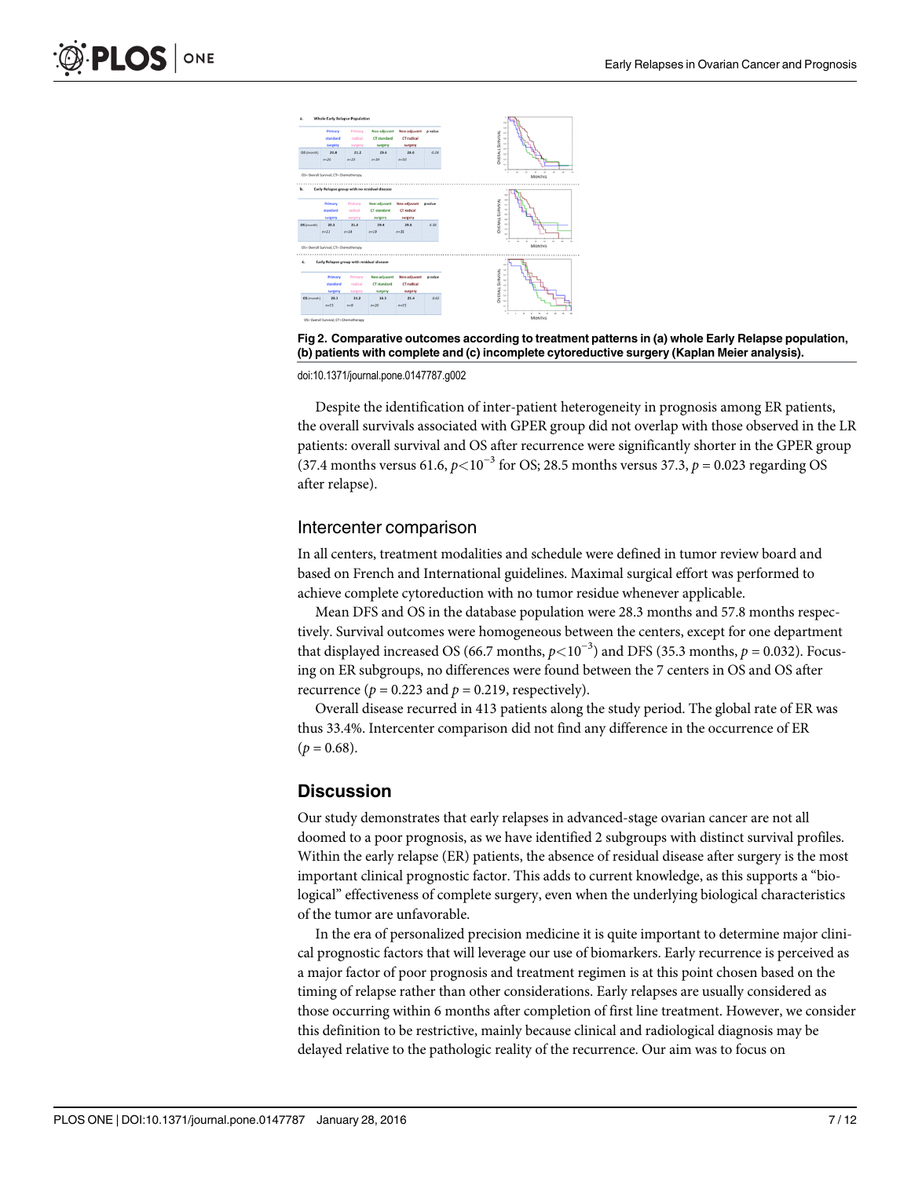**Fig 2. Comparative outcomes according to treatment patterns in (a) whole Early Relapse population, (b) patients with complete and (c) incomplete cytoreductive surgery (Kaplan Meier analysis).**

doi:10.1371/journal.pone.0147787.g002

Despite the identification of inter-patient heterogeneity in prognosis among ER patients, the overall survivals associated with GPER group did not overlap with those observed in the LR patients: overall survival and OS after recurrence were significantly shorter in the GPER group (37.4 months versus 61.6, $p<10^{-3}$ for OS; 28.5 months versus 37.3, $p = 0.023$ regarding OS after relapse).

## Intercenter comparison

In all centers, treatment modalities and schedule were defined in tumor review board and based on French and International guidelines. Maximal surgical effort was performed to achieve complete cytoreduction with no tumor residue whenever applicable.

Mean DFS and OS in the database population were 28.3 months and 57.8 months respectively. Survival outcomes were homogeneous between the centers, except for one department that displayed increased OS (66.7 months, $p<10^{-3}$) and DFS (35.3 months, $p = 0.032$). Focusing on ER subgroups, no differences were found between the 7 centers in OS and OS after recurrence ($p = 0.223$ and $p = 0.219$, respectively).

Overall disease recurred in 413 patients along the study period. The global rate of ER was thus 33.4%. Intercenter comparison did not find any difference in the occurrence of ER ($p = 0.68$).

# Discussion

Our study demonstrates that early relapses in advanced-stage ovarian cancer are not all doomed to a poor prognosis, as we have identified 2 subgroups with distinct survival profiles. Within the early relapse (ER) patients, the absence of residual disease after surgery is the most important clinical prognostic factor. This adds to current knowledge, as this supports a "biological" effectiveness of complete surgery, even when the underlying biological characteristics of the tumor are unfavorable.

In the era of personalized precision medicine it is quite important to determine major clinical prognostic factors that will leverage our use of biomarkers. Early recurrence is perceived as a major factor of poor prognosis and treatment regimen is at this point chosen based on the timing of relapse rather than other considerations. Early relapses are usually considered as those occurring within 6 months after completion of first line treatment. However, we consider this definition to be restrictive, mainly because clinical and radiological diagnosis may be delayed relative to the pathologic reality of the recurrence. Our aim was to focus on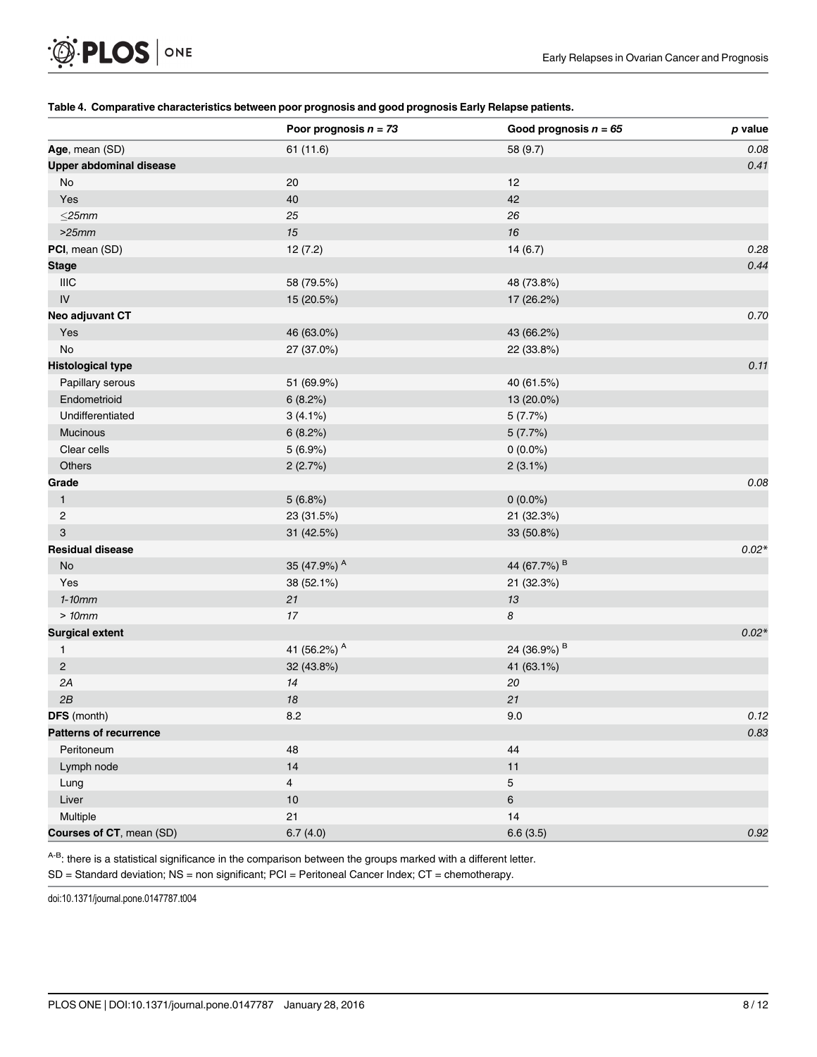**Table 4. Comparative characteristics between poor prognosis and good prognosis Early Relapse patients.**

| | Poor prognosis *n* = *73* | Good prognosis *n* = *65* | *p* value |
|---|---|---|---|
| **Age**, mean (SD) | 61 (11.6) | 58 (9.7) | *0.08* |
| **Upper abdominal disease** | | | *0.41* |
| No | 20 | 12 | |
| Yes | 40 | 42 | |
| *≤25mm* | *25* | *26* | |
| *>25mm* | *15* | *16* | |
| **PCI**, mean (SD) | 12 (7.2) | 14 (6.7) | *0.28* |
| **Stage** | | | *0.44* |
| IIIC | 58 (79.5%) | 48 (73.8%) | |
| IV | 15 (20.5%) | 17 (26.2%) | |
| **Neo adjuvant CT** | | | *0.70* |
| Yes | 46 (63.0%) | 43 (66.2%) | |
| No | 27 (37.0%) | 22 (33.8%) | |
| **Histological type** | | | *0.11* |
| Papillary serous | 51 (69.9%) | 40 (61.5%) | |
| Endometrioid | 6 (8.2%) | 13 (20.0%) | |
| Undifferentiated | 3 (4.1%) | 5 (7.7%) | |
| Mucinous | 6 (8.2%) | 5 (7.7%) | |
| Clear cells | 5 (6.9%) | 0 (0.0%) | |
| Others | 2 (2.7%) | 2 (3.1%) | |
| **Grade** | | | *0.08* |
| 1 | 5 (6.8%) | 0 (0.0%) | |
| 2 | 23 (31.5%) | 21 (32.3%) | |
| 3 | 31 (42.5%) | 33 (50.8%) | |
| **Residual disease** | | | *0.02** |
| No | 35 (47.9%) [A] | 44 (67.7%) [B] | |
| Yes | 38 (52.1%) | 21 (32.3%) | |
| *1-10mm* | *21* | *13* | |
| *> 10mm* | *17* | *8* | |
| **Surgical extent** | | | *0.02** |
| 1 | 41 (56.2%) [A] | 24 (36.9%) [B] | |
| 2 | 32 (43.8%) | 41 (63.1%) | |
| *2A* | *14* | *20* | |
| *2B* | *18* | *21* | |
| **DFS** (month) | 8.2 | 9.0 | *0.12* |
| **Patterns of recurrence** | | | *0.83* |
| Peritoneum | 48 | 44 | |
| Lymph node | 14 | 11 | |
| Lung | 4 | 5 | |
| Liver | 10 | 6 | |
| Multiple | 21 | 14 | |
| **Courses of CT**, mean (SD) | 6.7 (4.0) | 6.6 (3.5) | *0.92* |

[A-B]: there is a statistical significance in the comparison between the groups marked with a different letter.

SD = Standard deviation; NS = non significant; PCI = Peritoneal Cancer Index; CT = chemotherapy.

doi:10.1371/journal.pone.0147787.t004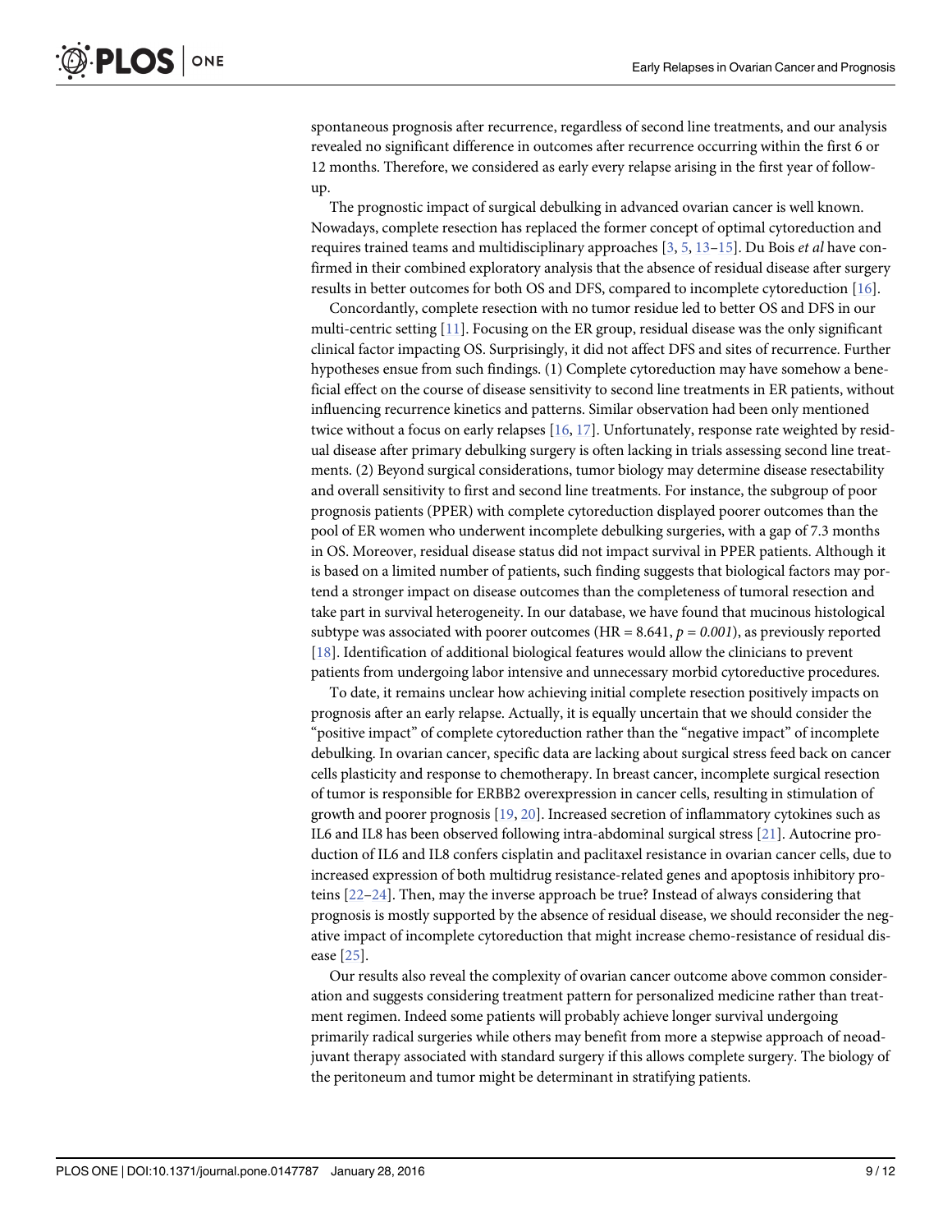spontaneous prognosis after recurrence, regardless of second line treatments, and our analysis revealed no significant difference in outcomes after recurrence occurring within the first 6 or 12 months. Therefore, we considered as early every relapse arising in the first year of follow-up.

The prognostic impact of surgical debulking in advanced ovarian cancer is well known. Nowadays, complete resection has replaced the former concept of optimal cytoreduction and requires trained teams and multidisciplinary approaches [3, 5, 13–15]. Du Bois *et al* have confirmed in their combined exploratory analysis that the absence of residual disease after surgery results in better outcomes for both OS and DFS, compared to incomplete cytoreduction [16].

Concordantly, complete resection with no tumor residue led to better OS and DFS in our multi-centric setting [11]. Focusing on the ER group, residual disease was the only significant clinical factor impacting OS. Surprisingly, it did not affect DFS and sites of recurrence. Further hypotheses ensue from such findings. (1) Complete cytoreduction may have somehow a beneficial effect on the course of disease sensitivity to second line treatments in ER patients, without influencing recurrence kinetics and patterns. Similar observation had been only mentioned twice without a focus on early relapses [16, 17]. Unfortunately, response rate weighted by residual disease after primary debulking surgery is often lacking in trials assessing second line treatments. (2) Beyond surgical considerations, tumor biology may determine disease resectability and overall sensitivity to first and second line treatments. For instance, the subgroup of poor prognosis patients (PPER) with complete cytoreduction displayed poorer outcomes than the pool of ER women who underwent incomplete debulking surgeries, with a gap of 7.3 months in OS. Moreover, residual disease status did not impact survival in PPER patients. Although it is based on a limited number of patients, such finding suggests that biological factors may portend a stronger impact on disease outcomes than the completeness of tumoral resection and take part in survival heterogeneity. In our database, we have found that mucinous histological subtype was associated with poorer outcomes (HR = 8.641, $p = 0.001$), as previously reported [18]. Identification of additional biological features would allow the clinicians to prevent patients from undergoing labor intensive and unnecessary morbid cytoreductive procedures.

To date, it remains unclear how achieving initial complete resection positively impacts on prognosis after an early relapse. Actually, it is equally uncertain that we should consider the "positive impact" of complete cytoreduction rather than the "negative impact" of incomplete debulking. In ovarian cancer, specific data are lacking about surgical stress feed back on cancer cells plasticity and response to chemotherapy. In breast cancer, incomplete surgical resection of tumor is responsible for ERBB2 overexpression in cancer cells, resulting in stimulation of growth and poorer prognosis [19, 20]. Increased secretion of inflammatory cytokines such as IL6 and IL8 has been observed following intra-abdominal surgical stress [21]. Autocrine production of IL6 and IL8 confers cisplatin and paclitaxel resistance in ovarian cancer cells, due to increased expression of both multidrug resistance-related genes and apoptosis inhibitory proteins [22–24]. Then, may the inverse approach be true? Instead of always considering that prognosis is mostly supported by the absence of residual disease, we should reconsider the negative impact of incomplete cytoreduction that might increase chemo-resistance of residual disease [25].

Our results also reveal the complexity of ovarian cancer outcome above common consideration and suggests considering treatment pattern for personalized medicine rather than treatment regimen. Indeed some patients will probably achieve longer survival undergoing primarily radical surgeries while others may benefit from more a stepwise approach of neoadjuvant therapy associated with standard surgery if this allows complete surgery. The biology of the peritoneum and tumor might be determinant in stratifying patients.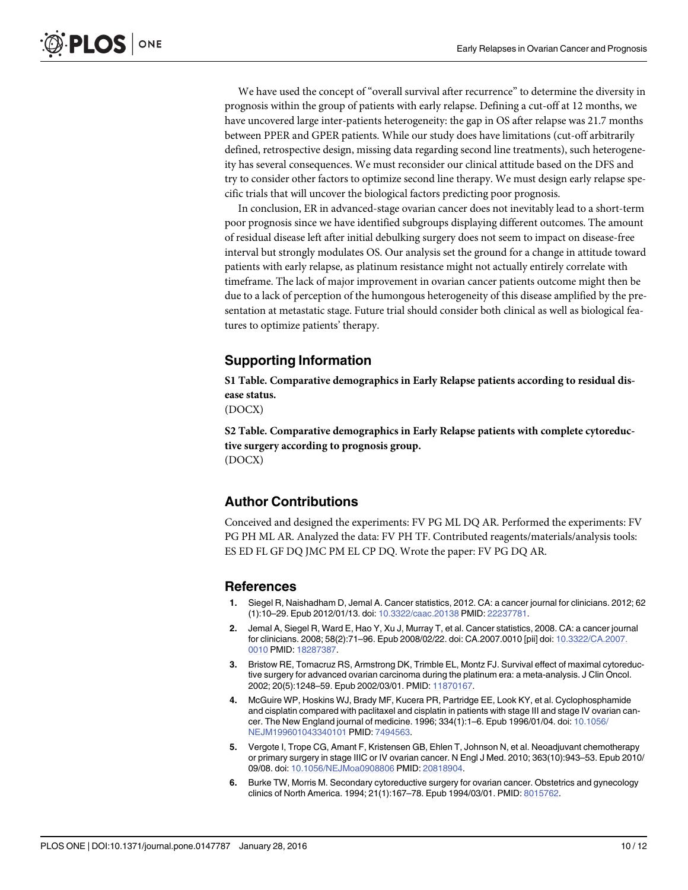We have used the concept of "overall survival after recurrence" to determine the diversity in prognosis within the group of patients with early relapse. Defining a cut-off at 12 months, we have uncovered large inter-patients heterogeneity: the gap in OS after relapse was 21.7 months between PPER and GPER patients. While our study does have limitations (cut-off arbitrarily defined, retrospective design, missing data regarding second line treatments), such heterogeneity has several consequences. We must reconsider our clinical attitude based on the DFS and try to consider other factors to optimize second line therapy. We must design early relapse specific trials that will uncover the biological factors predicting poor prognosis.

In conclusion, ER in advanced-stage ovarian cancer does not inevitably lead to a short-term poor prognosis since we have identified subgroups displaying different outcomes. The amount of residual disease left after initial debulking surgery does not seem to impact on disease-free interval but strongly modulates OS. Our analysis set the ground for a change in attitude toward patients with early relapse, as platinum resistance might not actually entirely correlate with timeframe. The lack of major improvement in ovarian cancer patients outcome might then be due to a lack of perception of the humongous heterogeneity of this disease amplified by the presentation at metastatic stage. Future trial should consider both clinical as well as biological features to optimize patients' therapy.

## Supporting Information

**S1 Table. Comparative demographics in Early Relapse patients according to residual disease status.**
(DOCX)

**S2 Table. Comparative demographics in Early Relapse patients with complete cytoreductive surgery according to prognosis group.**
(DOCX)

## Author Contributions

Conceived and designed the experiments: FV PG ML DQ AR. Performed the experiments: FV PG PH ML AR. Analyzed the data: FV PH TF. Contributed reagents/materials/analysis tools: ES ED FL GF DQ JMC PM EL CP DQ. Wrote the paper: FV PG DQ AR.

## References

1. Siegel R, Naishadham D, Jemal A. Cancer statistics, 2012. CA: a cancer journal for clinicians. 2012; 62 (1):10–29. Epub 2012/01/13. doi: 10.3322/caac.20138 PMID: 22237781.
2. Jemal A, Siegel R, Ward E, Hao Y, Xu J, Murray T, et al. Cancer statistics, 2008. CA: a cancer journal for clinicians. 2008; 58(2):71–96. Epub 2008/02/22. doi: CA.2007.0010 [pii] doi: 10.3322/CA.2007.0010 PMID: 18287387.
3. Bristow RE, Tomacruz RS, Armstrong DK, Trimble EL, Montz FJ. Survival effect of maximal cytoreductive surgery for advanced ovarian carcinoma during the platinum era: a meta-analysis. J Clin Oncol. 2002; 20(5):1248–59. Epub 2002/03/01. PMID: 11870167.
4. McGuire WP, Hoskins WJ, Brady MF, Kucera PR, Partridge EE, Look KY, et al. Cyclophosphamide and cisplatin compared with paclitaxel and cisplatin in patients with stage III and stage IV ovarian cancer. The New England journal of medicine. 1996; 334(1):1–6. Epub 1996/01/04. doi: 10.1056/NEJM199601043340101 PMID: 7494563.
5. Vergote I, Trope CG, Amant F, Kristensen GB, Ehlen T, Johnson N, et al. Neoadjuvant chemotherapy or primary surgery in stage IIIC or IV ovarian cancer. N Engl J Med. 2010; 363(10):943–53. Epub 2010/09/08. doi: 10.1056/NEJMoa0908806 PMID: 20818904.
6. Burke TW, Morris M. Secondary cytoreductive surgery for ovarian cancer. Obstetrics and gynecology clinics of North America. 1994; 21(1):167–78. Epub 1994/03/01. PMID: 8015762.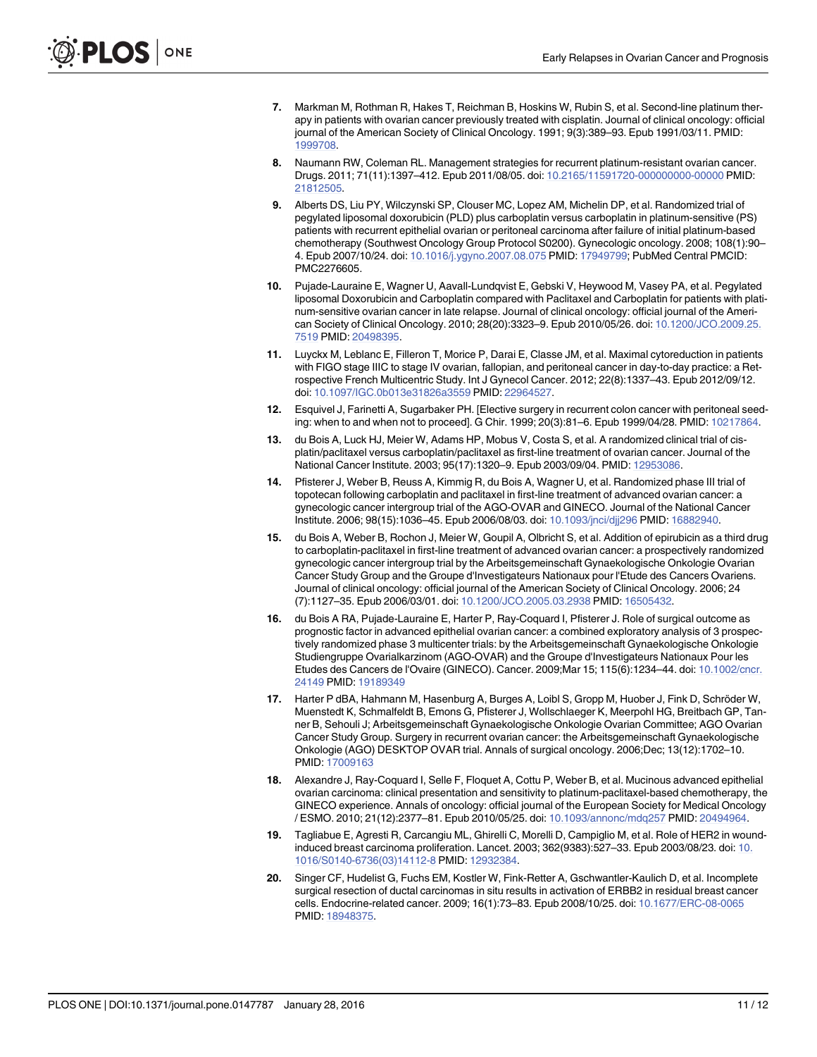7. Markman M, Rothman R, Hakes T, Reichman B, Hoskins W, Rubin S, et al. Second-line platinum therapy in patients with ovarian cancer previously treated with cisplatin. Journal of clinical oncology: official journal of the American Society of Clinical Oncology. 1991; 9(3):389–93. Epub 1991/03/11. PMID: 1999708.

8. Naumann RW, Coleman RL. Management strategies for recurrent platinum-resistant ovarian cancer. Drugs. 2011; 71(11):1397–412. Epub 2011/08/05. doi: 10.2165/11591720-000000000-00000 PMID: 21812505.

9. Alberts DS, Liu PY, Wilczynski SP, Clouser MC, Lopez AM, Michelin DP, et al. Randomized trial of pegylated liposomal doxorubicin (PLD) plus carboplatin versus carboplatin in platinum-sensitive (PS) patients with recurrent epithelial ovarian or peritoneal carcinoma after failure of initial platinum-based chemotherapy (Southwest Oncology Group Protocol S0200). Gynecologic oncology. 2008; 108(1):90–4. Epub 2007/10/24. doi: 10.1016/j.ygyno.2007.08.075 PMID: 17949799; PubMed Central PMCID: PMC2276605.

10. Pujade-Lauraine E, Wagner U, Aavall-Lundqvist E, Gebski V, Heywood M, Vasey PA, et al. Pegylated liposomal Doxorubicin and Carboplatin compared with Paclitaxel and Carboplatin for patients with platinum-sensitive ovarian cancer in late relapse. Journal of clinical oncology: official journal of the American Society of Clinical Oncology. 2010; 28(20):3323–9. Epub 2010/05/26. doi: 10.1200/JCO.2009.25.7519 PMID: 20498395.

11. Luyckx M, Leblanc E, Filleron T, Morice P, Darai E, Classe JM, et al. Maximal cytoreduction in patients with FIGO stage IIIC to stage IV ovarian, fallopian, and peritoneal cancer in day-to-day practice: a Retrospective French Multicentric Study. Int J Gynecol Cancer. 2012; 22(8):1337–43. Epub 2012/09/12. doi: 10.1097/IGC.0b013e31826a3559 PMID: 22964527.

12. Esquivel J, Farinetti A, Sugarbaker PH. [Elective surgery in recurrent colon cancer with peritoneal seeding: when to and when not to proceed]. G Chir. 1999; 20(3):81–6. Epub 1999/04/28. PMID: 10217864.

13. du Bois A, Luck HJ, Meier W, Adams HP, Mobus V, Costa S, et al. A randomized clinical trial of cisplatin/paclitaxel versus carboplatin/paclitaxel as first-line treatment of ovarian cancer. Journal of the National Cancer Institute. 2003; 95(17):1320–9. Epub 2003/09/04. PMID: 12953086.

14. Pfisterer J, Weber B, Reuss A, Kimmig R, du Bois A, Wagner U, et al. Randomized phase III trial of topotecan following carboplatin and paclitaxel in first-line treatment of advanced ovarian cancer: a gynecologic cancer intergroup trial of the AGO-OVAR and GINECO. Journal of the National Cancer Institute. 2006; 98(15):1036–45. Epub 2006/08/03. doi: 10.1093/jnci/djj296 PMID: 16882940.

15. du Bois A, Weber B, Rochon J, Meier W, Goupil A, Olbricht S, et al. Addition of epirubicin as a third drug to carboplatin-paclitaxel in first-line treatment of advanced ovarian cancer: a prospectively randomized gynecologic cancer intergroup trial by the Arbeitsgemeinschaft Gynaekologische Onkologie Ovarian Cancer Study Group and the Groupe d'Investigateurs Nationaux pour l'Etude des Cancers Ovariens. Journal of clinical oncology: official journal of the American Society of Clinical Oncology. 2006; 24(7):1127–35. Epub 2006/03/01. doi: 10.1200/JCO.2005.03.2938 PMID: 16505432.

16. du Bois A RA, Pujade-Lauraine E, Harter P, Ray-Coquard I, Pfisterer J. Role of surgical outcome as prognostic factor in advanced epithelial ovarian cancer: a combined exploratory analysis of 3 prospectively randomized phase 3 multicenter trials: by the Arbeitsgemeinschaft Gynaekologische Onkologie Studiengruppe Ovarialkarzinom (AGO-OVAR) and the Groupe d'Investigateurs Nationaux Pour les Etudes des Cancers de l'Ovaire (GINECO). Cancer. 2009;Mar 15; 115(6):1234–44. doi: 10.1002/cncr.24149 PMID: 19189349

17. Harter P dBA, Hahmann M, Hasenburg A, Burges A, Loibl S, Gropp M, Huober J, Fink D, Schröder W, Muenstedt K, Schmalfeldt B, Emons G, Pfisterer J, Wollschlaeger K, Meerpohl HG, Breitbach GP, Tanner B, Sehouli J; Arbeitsgemeinschaft Gynaekologische Onkologie Ovarian Committee; AGO Ovarian Cancer Study Group. Surgery in recurrent ovarian cancer: the Arbeitsgemeinschaft Gynaekologische Onkologie (AGO) DESKTOP OVAR trial. Annals of surgical oncology. 2006;Dec; 13(12):1702–10. PMID: 17009163

18. Alexandre J, Ray-Coquard I, Selle F, Floquet A, Cottu P, Weber B, et al. Mucinous advanced epithelial ovarian carcinoma: clinical presentation and sensitivity to platinum-paclitaxel-based chemotherapy, the GINECO experience. Annals of oncology: official journal of the European Society for Medical Oncology / ESMO. 2010; 21(12):2377–81. Epub 2010/05/25. doi: 10.1093/annonc/mdq257 PMID: 20494964.

19. Tagliabue E, Agresti R, Carcangiu ML, Ghirelli C, Morelli D, Campiglio M, et al. Role of HER2 in wound-induced breast carcinoma proliferation. Lancet. 2003; 362(9383):527–33. Epub 2003/08/23. doi: 10.1016/S0140-6736(03)14112-8 PMID: 12932384.

20. Singer CF, Hudelist G, Fuchs EM, Kostler W, Fink-Retter A, Gschwantler-Kaulich D, et al. Incomplete surgical resection of ductal carcinomas in situ results in activation of ERBB2 in residual breast cancer cells. Endocrine-related cancer. 2009; 16(1):73–83. Epub 2008/10/25. doi: 10.1677/ERC-08-0065 PMID: 18948375.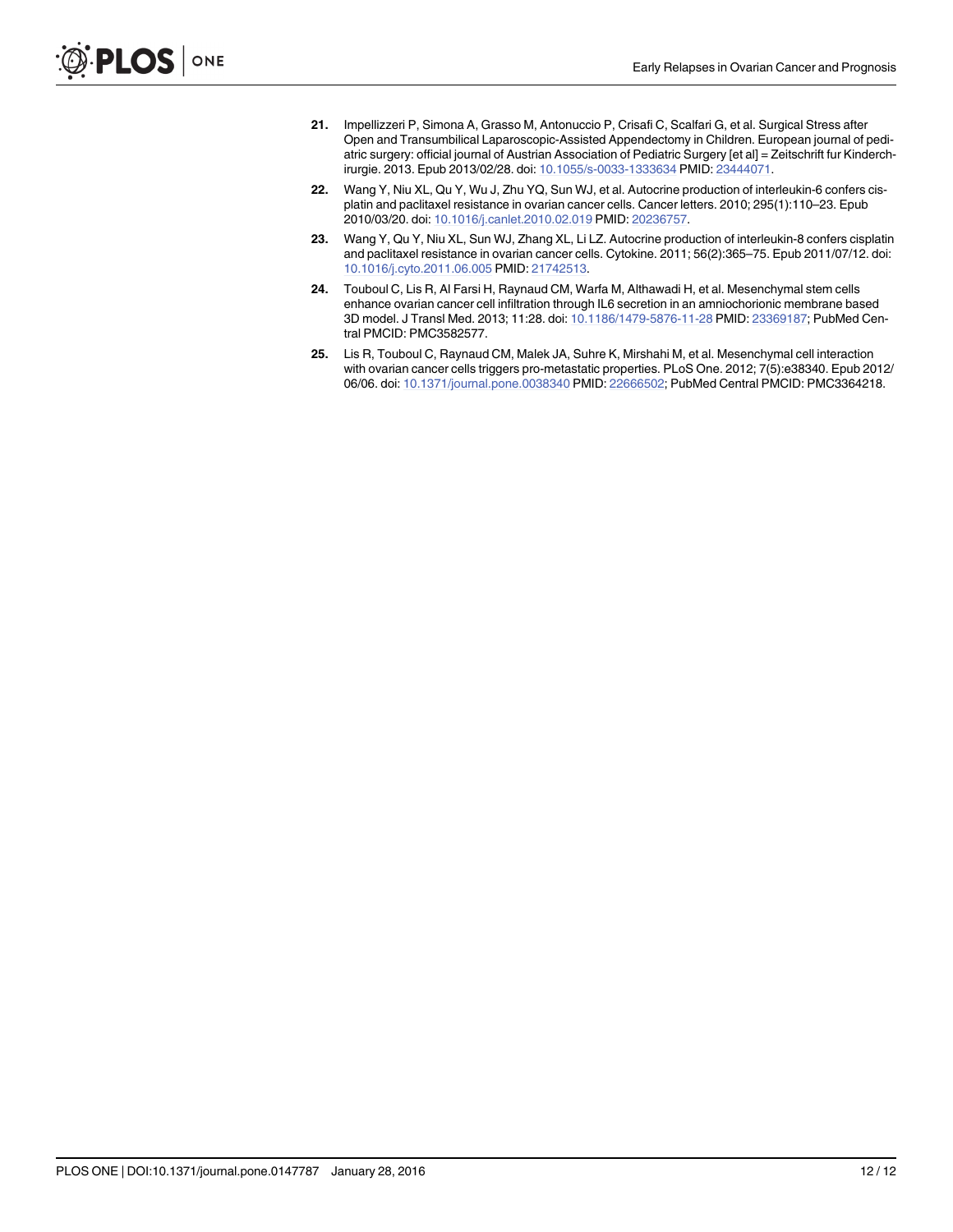21. Impellizzeri P, Simona A, Grasso M, Antonuccio P, Crisafi C, Scalfari G, et al. Surgical Stress after Open and Transumbilical Laparoscopic-Assisted Appendectomy in Children. European journal of pediatric surgery: official journal of Austrian Association of Pediatric Surgery [et al] = Zeitschrift fur Kinderchirurgie. 2013. Epub 2013/02/28. doi: 10.1055/s-0033-1333634 PMID: 23444071.

22. Wang Y, Niu XL, Qu Y, Wu J, Zhu YQ, Sun WJ, et al. Autocrine production of interleukin-6 confers cisplatin and paclitaxel resistance in ovarian cancer cells. Cancer letters. 2010; 295(1):110–23. Epub 2010/03/20. doi: 10.1016/j.canlet.2010.02.019 PMID: 20236757.

23. Wang Y, Qu Y, Niu XL, Sun WJ, Zhang XL, Li LZ. Autocrine production of interleukin-8 confers cisplatin and paclitaxel resistance in ovarian cancer cells. Cytokine. 2011; 56(2):365–75. Epub 2011/07/12. doi: 10.1016/j.cyto.2011.06.005 PMID: 21742513.

24. Touboul C, Lis R, Al Farsi H, Raynaud CM, Warfa M, Althawadi H, et al. Mesenchymal stem cells enhance ovarian cancer cell infiltration through IL6 secretion in an amniochorionic membrane based 3D model. J Transl Med. 2013; 11:28. doi: 10.1186/1479-5876-11-28 PMID: 23369187; PubMed Central PMCID: PMC3582577.

25. Lis R, Touboul C, Raynaud CM, Malek JA, Suhre K, Mirshahi M, et al. Mesenchymal cell interaction with ovarian cancer cells triggers pro-metastatic properties. PLoS One. 2012; 7(5):e38340. Epub 2012/06/06. doi: 10.1371/journal.pone.0038340 PMID: 22666502; PubMed Central PMCID: PMC3364218.